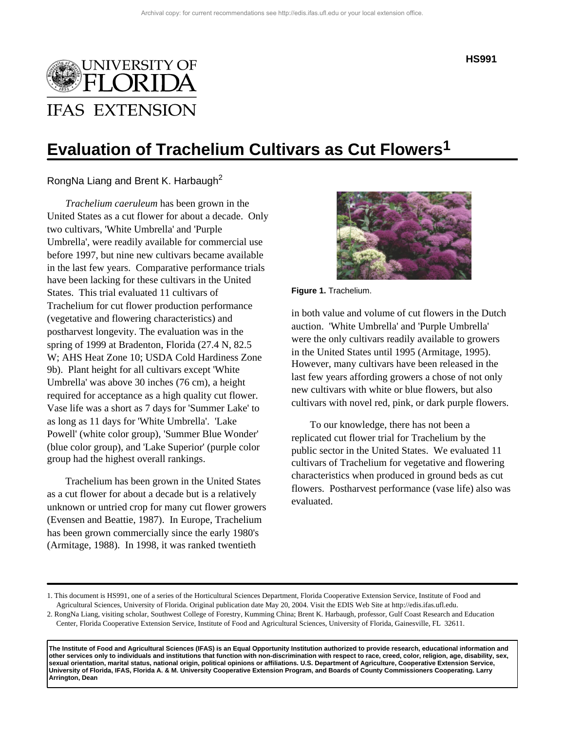HS991

# Evaluation of Trachelium Cultivars as Cut Flowers[1]

RongNa Liang and Brent K. Harbaugh[2]

*Trachelium caeruleum* has been grown in the United States as a cut flower for about a decade. Only two cultivars, 'White Umbrella' and 'Purple Umbrella', were readily available for commercial use before 1997, but nine new cultivars became available in the last few years. Comparative performance trials have been lacking for these cultivars in the United States. This trial evaluated 11 cultivars of Trachelium for cut flower production performance (vegetative and flowering characteristics) and postharvest longevity. The evaluation was in the spring of 1999 at Bradenton, Florida (27.4 N, 82.5 W; AHS Heat Zone 10; USDA Cold Hardiness Zone 9b). Plant height for all cultivars except 'White Umbrella' was above 30 inches (76 cm), a height required for acceptance as a high quality cut flower. Vase life was a short as 7 days for 'Summer Lake' to as long as 11 days for 'White Umbrella'. 'Lake Powell' (white color group), 'Summer Blue Wonder' (blue color group), and 'Lake Superior' (purple color group had the highest overall rankings.

**Figure 1.** Trachelium.

Trachelium has been grown in the United States as a cut flower for about a decade but is a relatively unknown or untried crop for many cut flower growers (Evensen and Beattie, 1987). In Europe, Trachelium has been grown commercially since the early 1980's (Armitage, 1988). In 1998, it was ranked twentieth in both value and volume of cut flowers in the Dutch auction. 'White Umbrella' and 'Purple Umbrella' were the only cultivars readily available to growers in the United States until 1995 (Armitage, 1995). However, many cultivars have been released in the last few years affording growers a chose of not only new cultivars with white or blue flowers, but also cultivars with novel red, pink, or dark purple flowers.

To our knowledge, there has not been a replicated cut flower trial for Trachelium by the public sector in the United States. We evaluated 11 cultivars of Trachelium for vegetative and flowering characteristics when produced in ground beds as cut flowers. Postharvest performance (vase life) also was evaluated.

1. This document is HS991, one of a series of the Horticultural Sciences Department, Florida Cooperative Extension Service, Institute of Food and Agricultural Sciences, University of Florida. Original publication date May 20, 2004. Visit the EDIS Web Site at http://edis.ifas.ufl.edu.
2. RongNa Liang, visiting scholar, Southwest College of Forestry, Kumming China; Brent K. Harbaugh, professor, Gulf Coast Research and Education Center, Florida Cooperative Extension Service, Institute of Food and Agricultural Sciences, University of Florida, Gainesville, FL 32611.

**The Institute of Food and Agricultural Sciences (IFAS) is an Equal Opportunity Institution authorized to provide research, educational information and other services only to individuals and institutions that function with non-discrimination with respect to race, creed, color, religion, age, disability, sex, sexual orientation, marital status, national origin, political opinions or affiliations. U.S. Department of Agriculture, Cooperative Extension Service, University of Florida, IFAS, Florida A. & M. University Cooperative Extension Program, and Boards of County Commissioners Cooperating. Larry Arrington, Dean**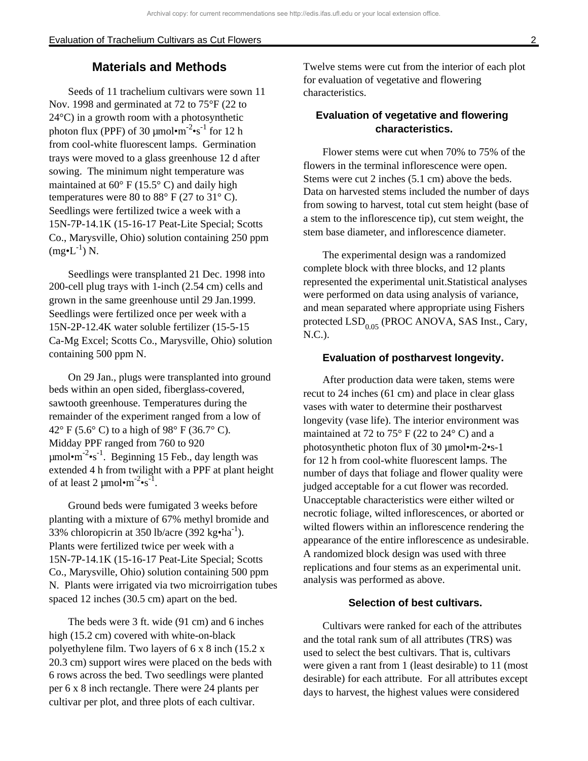## Materials and Methods

Seeds of 11 trachelium cultivars were sown 11 Nov. 1998 and germinated at 72 to 75°F (22 to 24°C) in a growth room with a photosynthetic photon flux (PPF) of 30 $\mu mol \cdot m^{-2} \cdot s^{-1}$ for 12 h from cool-white fluorescent lamps. Germination trays were moved to a glass greenhouse 12 d after sowing. The minimum night temperature was maintained at 60° F (15.5° C) and daily high temperatures were 80 to 88° F (27 to 31° C). Seedlings were fertilized twice a week with a 15N-7P-14.1K (15-16-17 Peat-Lite Special; Scotts Co., Marysville, Ohio) solution containing 250 ppm ($mg \cdot L^{-1}$) N.

Seedlings were transplanted 21 Dec. 1998 into 200-cell plug trays with 1-inch (2.54 cm) cells and grown in the same greenhouse until 29 Jan.1999. Seedlings were fertilized once per week with a 15N-2P-12.4K water soluble fertilizer (15-5-15 Ca-Mg Excel; Scotts Co., Marysville, Ohio) solution containing 500 ppm N.

On 29 Jan., plugs were transplanted into ground beds within an open sided, fiberglass-covered, sawtooth greenhouse. Temperatures during the remainder of the experiment ranged from a low of 42° F (5.6° C) to a high of 98° F (36.7° C). Midday PPF ranged from 760 to 920 $\mu mol \cdot m^{-2} \cdot s^{-1}$. Beginning 15 Feb., day length was extended 4 h from twilight with a PPF at plant height of at least 2 $\mu mol \cdot m^{-2} \cdot s^{-1}$.

Ground beds were fumigated 3 weeks before planting with a mixture of 67% methyl bromide and 33% chloropicrin at 350 lb/acre (392 $kg \cdot ha^{-1}$). Plants were fertilized twice per week with a 15N-7P-14.1K (15-16-17 Peat-Lite Special; Scotts Co., Marysville, Ohio) solution containing 500 ppm N. Plants were irrigated via two microirrigation tubes spaced 12 inches (30.5 cm) apart on the bed.

The beds were 3 ft. wide (91 cm) and 6 inches high (15.2 cm) covered with white-on-black polyethylene film. Two layers of 6 x 8 inch (15.2 x 20.3 cm) support wires were placed on the beds with 6 rows across the bed. Two seedlings were planted per 6 x 8 inch rectangle. There were 24 plants per cultivar per plot, and three plots of each cultivar. Twelve stems were cut from the interior of each plot for evaluation of vegetative and flowering characteristics.

### Evaluation of vegetative and flowering characteristics.

Flower stems were cut when 70% to 75% of the flowers in the terminal inflorescence were open. Stems were cut 2 inches (5.1 cm) above the beds. Data on harvested stems included the number of days from sowing to harvest, total cut stem height (base of a stem to the inflorescence tip), cut stem weight, the stem base diameter, and inflorescence diameter.

The experimental design was a randomized complete block with three blocks, and 12 plants represented the experimental unit.Statistical analyses were performed on data using analysis of variance, and mean separated where appropriate using Fishers protected $LSD_{0.05}$ (PROC ANOVA, SAS Inst., Cary, N.C.).

### Evaluation of postharvest longevity.

After production data were taken, stems were recut to 24 inches (61 cm) and place in clear glass vases with water to determine their postharvest longevity (vase life). The interior environment was maintained at 72 to 75° F (22 to 24° C) and a photosynthetic photon flux of 30 µmol•m-2•s-1 for 12 h from cool-white fluorescent lamps. The number of days that foliage and flower quality were judged acceptable for a cut flower was recorded. Unacceptable characteristics were either wilted or necrotic foliage, wilted inflorescences, or aborted or wilted flowers within an inflorescence rendering the appearance of the entire inflorescence as undesirable. A randomized block design was used with three replications and four stems as an experimental unit. analysis was performed as above.

### Selection of best cultivars.

Cultivars were ranked for each of the attributes and the total rank sum of all attributes (TRS) was used to select the best cultivars. That is, cultivars were given a rant from 1 (least desirable) to 11 (most desirable) for each attribute. For all attributes except days to harvest, the highest values were considered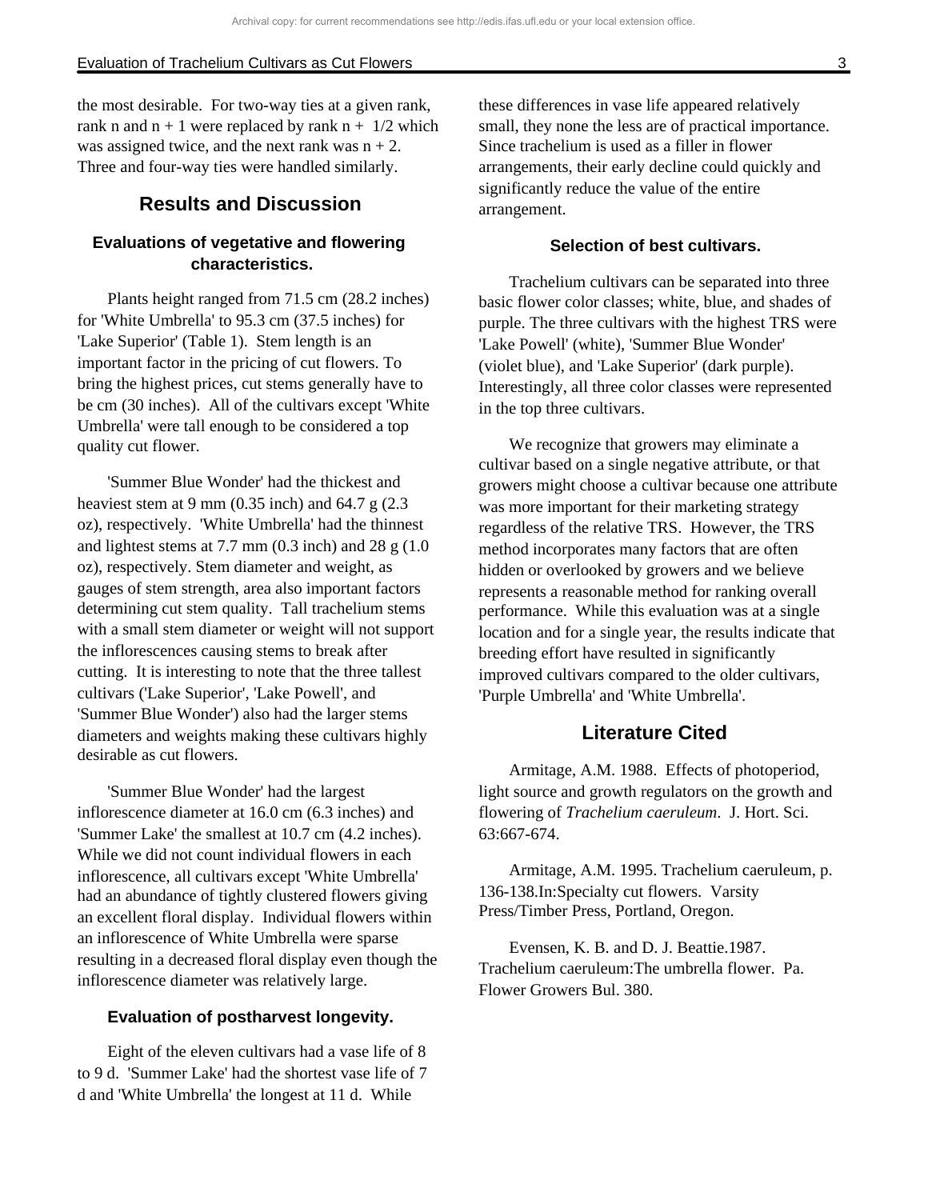the most desirable. For two-way ties at a given rank, rank n and n + 1 were replaced by rank n + 1/2 which was assigned twice, and the next rank was n + 2. Three and four-way ties were handled similarly.

## Results and Discussion

### Evaluations of vegetative and flowering characteristics.

Plants height ranged from 71.5 cm (28.2 inches) for 'White Umbrella' to 95.3 cm (37.5 inches) for 'Lake Superior' (Table 1). Stem length is an important factor in the pricing of cut flowers. To bring the highest prices, cut stems generally have to be cm (30 inches). All of the cultivars except 'White Umbrella' were tall enough to be considered a top quality cut flower.

'Summer Blue Wonder' had the thickest and heaviest stem at 9 mm (0.35 inch) and 64.7 g (2.3 oz), respectively. 'White Umbrella' had the thinnest and lightest stems at 7.7 mm (0.3 inch) and 28 g (1.0 oz), respectively. Stem diameter and weight, as gauges of stem strength, area also important factors determining cut stem quality. Tall trachelium stems with a small stem diameter or weight will not support the inflorescences causing stems to break after cutting. It is interesting to note that the three tallest cultivars ('Lake Superior', 'Lake Powell', and 'Summer Blue Wonder') also had the larger stems diameters and weights making these cultivars highly desirable as cut flowers.

'Summer Blue Wonder' had the largest inflorescence diameter at 16.0 cm (6.3 inches) and 'Summer Lake' the smallest at 10.7 cm (4.2 inches). While we did not count individual flowers in each inflorescence, all cultivars except 'White Umbrella' had an abundance of tightly clustered flowers giving an excellent floral display. Individual flowers within an inflorescence of White Umbrella were sparse resulting in a decreased floral display even though the inflorescence diameter was relatively large.

### Evaluation of postharvest longevity.

Eight of the eleven cultivars had a vase life of 8 to 9 d. 'Summer Lake' had the shortest vase life of 7 d and 'White Umbrella' the longest at 11 d. While these differences in vase life appeared relatively small, they none the less are of practical importance. Since trachelium is used as a filler in flower arrangements, their early decline could quickly and significantly reduce the value of the entire arrangement.

### Selection of best cultivars.

Trachelium cultivars can be separated into three basic flower color classes; white, blue, and shades of purple. The three cultivars with the highest TRS were 'Lake Powell' (white), 'Summer Blue Wonder' (violet blue), and 'Lake Superior' (dark purple). Interestingly, all three color classes were represented in the top three cultivars.

We recognize that growers may eliminate a cultivar based on a single negative attribute, or that growers might choose a cultivar because one attribute was more important for their marketing strategy regardless of the relative TRS. However, the TRS method incorporates many factors that are often hidden or overlooked by growers and we believe represents a reasonable method for ranking overall performance. While this evaluation was at a single location and for a single year, the results indicate that breeding effort have resulted in significantly improved cultivars compared to the older cultivars, 'Purple Umbrella' and 'White Umbrella'.

## Literature Cited

Armitage, A.M. 1988. Effects of photoperiod, light source and growth regulators on the growth and flowering of *Trachelium caeruleum*. J. Hort. Sci. 63:667-674.

Armitage, A.M. 1995. Trachelium caeruleum, p. 136-138.In:Specialty cut flowers. Varsity Press/Timber Press, Portland, Oregon.

Evensen, K. B. and D. J. Beattie.1987. Trachelium caeruleum:The umbrella flower. Pa. Flower Growers Bul. 380.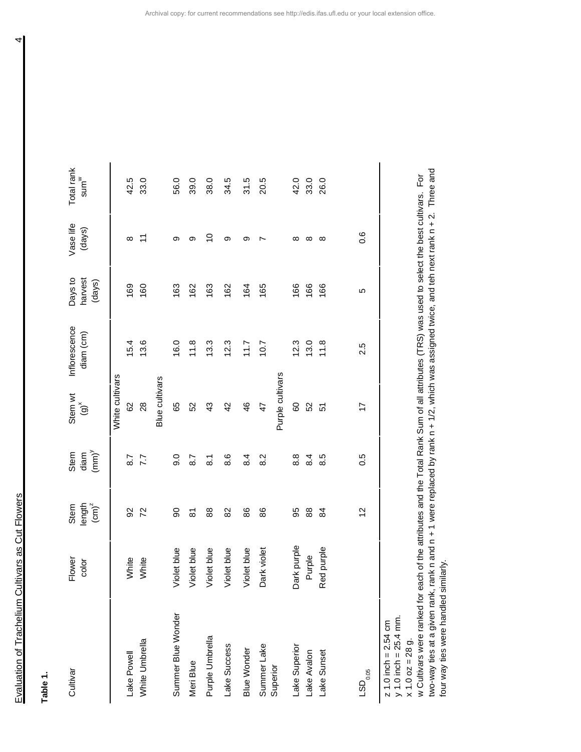**Table 1.**

| Cultivar | Flower color | Stem length (cm)[z] | Stem diam (mm)[y] | Stem wt (g)[x] | Inflorescence diam (cm) | Days to harvest (days) | Vase life (days) | Total rank sum[w] |
|---|---|---|---|---|---|---|---|---|
| | | | | White cultivars | | | | |
| Lake Powell | White | 92 | 8.7 | 62 | 15.4 | 169 | 8 | 42.5 |
| White Umbrella | White | 72 | 7.7 | 28 | 13.6 | 160 | 11 | 33.0 |
| | | | | Blue cultivars | | | | |
| Summer Blue Wonder | Violet blue | 90 | 9.0 | 65 | 16.0 | 163 | 9 | 56.0 |
| Meri Blue | Violet blue | 81 | 8.7 | 52 | 11.8 | 162 | 9 | 39.0 |
| Purple Umbrella | Violet blue | 88 | 8.1 | 43 | 13.3 | 163 | 10 | 38.0 |
| Lake Success | Violet blue | 82 | 8.6 | 42 | 12.3 | 162 | 9 | 34.5 |
| Blue Wonder | Violet blue | 86 | 8.4 | 46 | 11.7 | 164 | 9 | 31.5 |
| Summer Lake Superior | Dark violet | 86 | 8.2 | 47 | 10.7 | 165 | 7 | 20.5 |
| | | | | Purple cultivars | | | | |
| Lake Superior | Dark purple | 95 | 8.8 | 60 | 12.3 | 166 | 8 | 42.0 |
| Lake Avalon | Purple | 88 | 8.4 | 52 | 13.0 | 166 | 8 | 33.0 |
| Lake Sunset | Red purple | 84 | 8.5 | 51 | 11.8 | 166 | 8 | 26.0 |
| $LSD_{0.05}$ | | 12 | 0.5 | 17 | 2.5 | 5 | 0.6 | |

z 1.0 inch = 2.54 cm

y 1.0 inch = 25.4 mm.

x 1.0 oz = 28 g.

w Cultivars were ranked for each of the attributes and the Total Rank Sum of all attributes (TRS) was used to select the best cultivars. For two-way ties at a given rank, rank n and n + 1 were replaced by rank n + 1/2, which was assigned twice, and teh next rank n + 2. Three and four way ties were handled similarly.